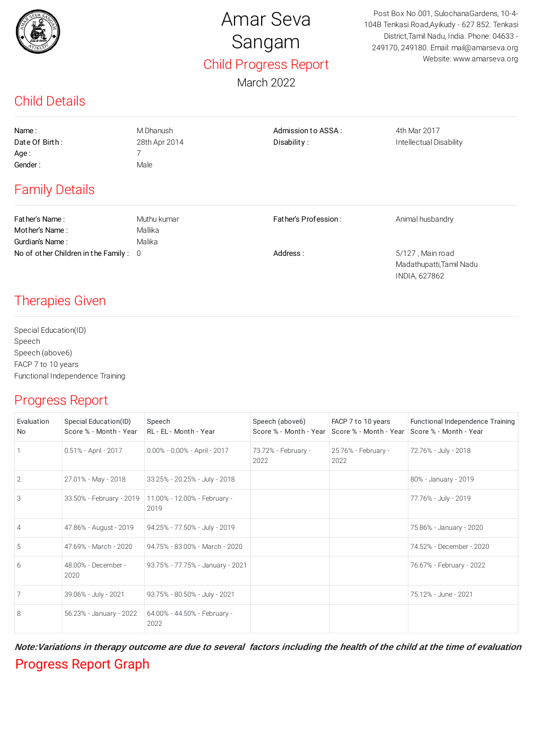# Amar Seva Sangam

## Child Progress Report

March 2022

Post Box No.001, SulochanaGardens, 10-4-104B Tenkasi Road,Ayikudy - 627 852. Tenkasi District,Tamil Nadu, India. Phone: 04633 - 249170, 249180. Email: mail@amarseva.org Website: www.amarseva.org

## Child Details

| | | | |
|---|---|---|---|
| Name : | M.Dhanush | Admission to ASSA : | 4th Mar 2017 |
| Date Of Birth : | 28th Apr 2014 | Disability : | Intellectual Disability |
| Age : | 7 | | |
| Gender : | Male | | |

## Family Details

| | | | |
|---|---|---|---|
| Father's Name : | Muthu kumar | Father's Profession : | Animal husbandry |
| Mother's Name : | Mallika | | |
| Gurdian's Name : | Malika | | |
| No of other Children in the Family : | 0 | Address : | 5/127 , Main road Madathupatti,Tamil Nadu INDIA, 627862 |

## Therapies Given

Special Education(ID)
Speech
Speech (above6)
FACP 7 to 10 years
Functional Independence Training

## Progress Report

| Evaluation No | Special Education(ID) Score % - Month - Year | Speech RL - EL - Month - Year | Speech (above6) Score % - Month - Year | FACP 7 to 10 years Score % - Month - Year | Functional Independence Training Score % - Month - Year |
|---|---|---|---|---|---|
| 1 | 0.51% - April - 2017 | 0.00% - 0.00% - April - 2017 | 73.72% - February - 2022 | 25.76% - February - 2022 | 72.76% - July - 2018 |
| 2 | 27.01% - May - 2018 | 33.25% - 20.25% - July - 2018 | | | 80% - January - 2019 |
| 3 | 33.50% - February - 2019 | 11.00% - 12.00% - February - 2019 | | | 77.76% - July - 2019 |
| 4 | 47.86% - August - 2019 | 94.25% - 77.50% - July - 2019 | | | 75.86% - January - 2020 |
| 5 | 47.69% - March - 2020 | 94.75% - 83.00% - March - 2020 | | | 74.52% - December - 2020 |
| 6 | 48.00% - December - 2020 | 93.75% - 77.75% - January - 2021 | | | 76.67% - February - 2022 |
| 7 | 39.06% - July - 2021 | 93.75% - 80.50% - July - 2021 | | | 75.12% - June - 2021 |
| 8 | 56.23% - January - 2022 | 64.00% - 44.50% - February - 2022 | | | |

***Note:Variations in therapy outcome are due to several factors including the health of the child at the time of evaluation***

## Progress Report Graph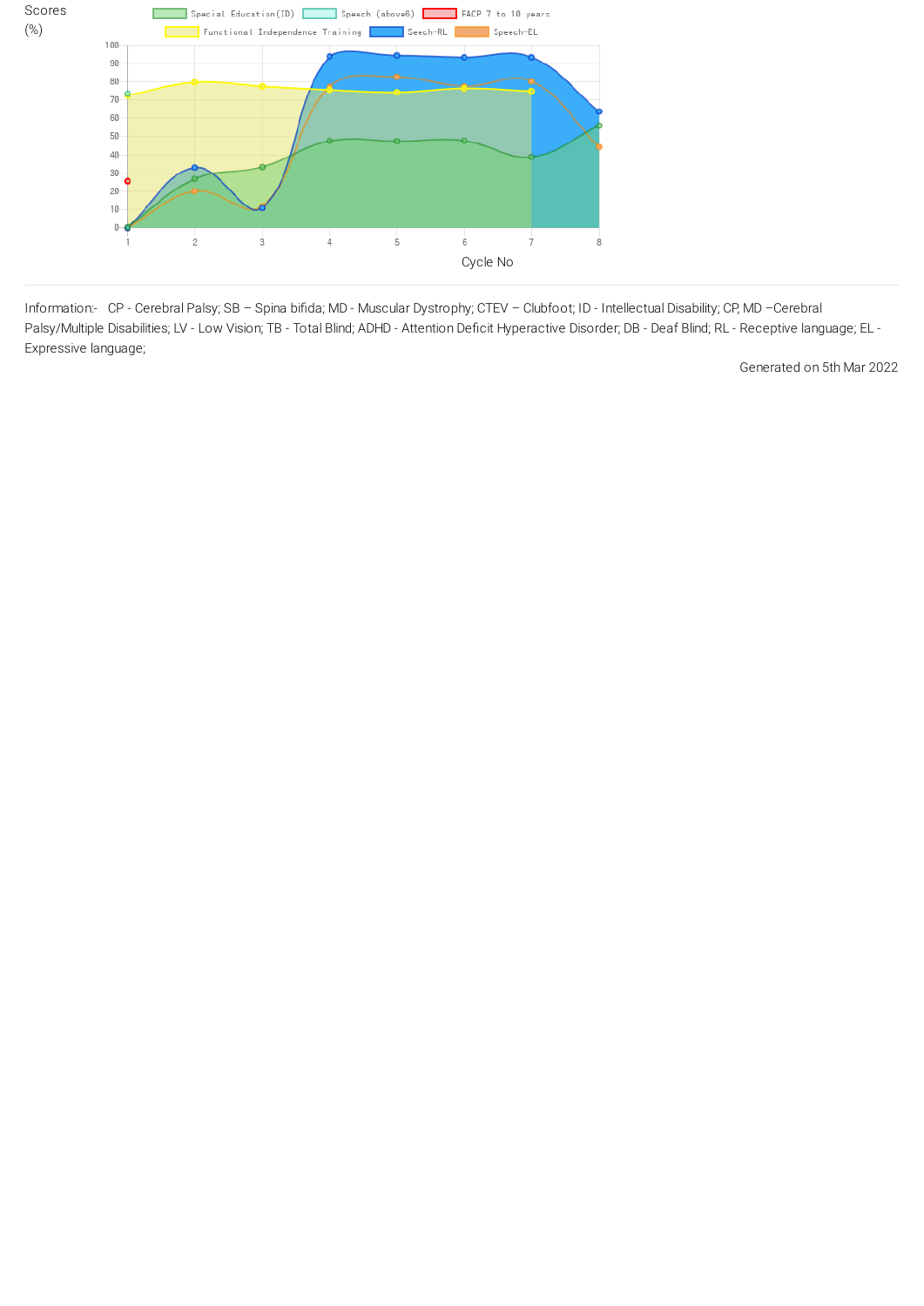Scores (%)

Special Education(ID)
Speech (above6)
FACP 7 to 10 years
Functional Independence Training
Seech-RL
Speech-EL

100
90
80
70
60
50
40
30
20
10
0

1
2
3
4
5
6
7
8

Cycle No

Information:- CP - Cerebral Palsy; SB – Spina bifida; MD - Muscular Dystrophy; CTEV – Clubfoot; ID - Intellectual Disability; CP, MD –Cerebral Palsy/Multiple Disabilities; LV - Low Vision; TB - Total Blind; ADHD - Attention Deficit Hyperactive Disorder; DB - Deaf Blind; RL - Receptive language; EL - Expressive language;

Generated on 5th Mar 2022